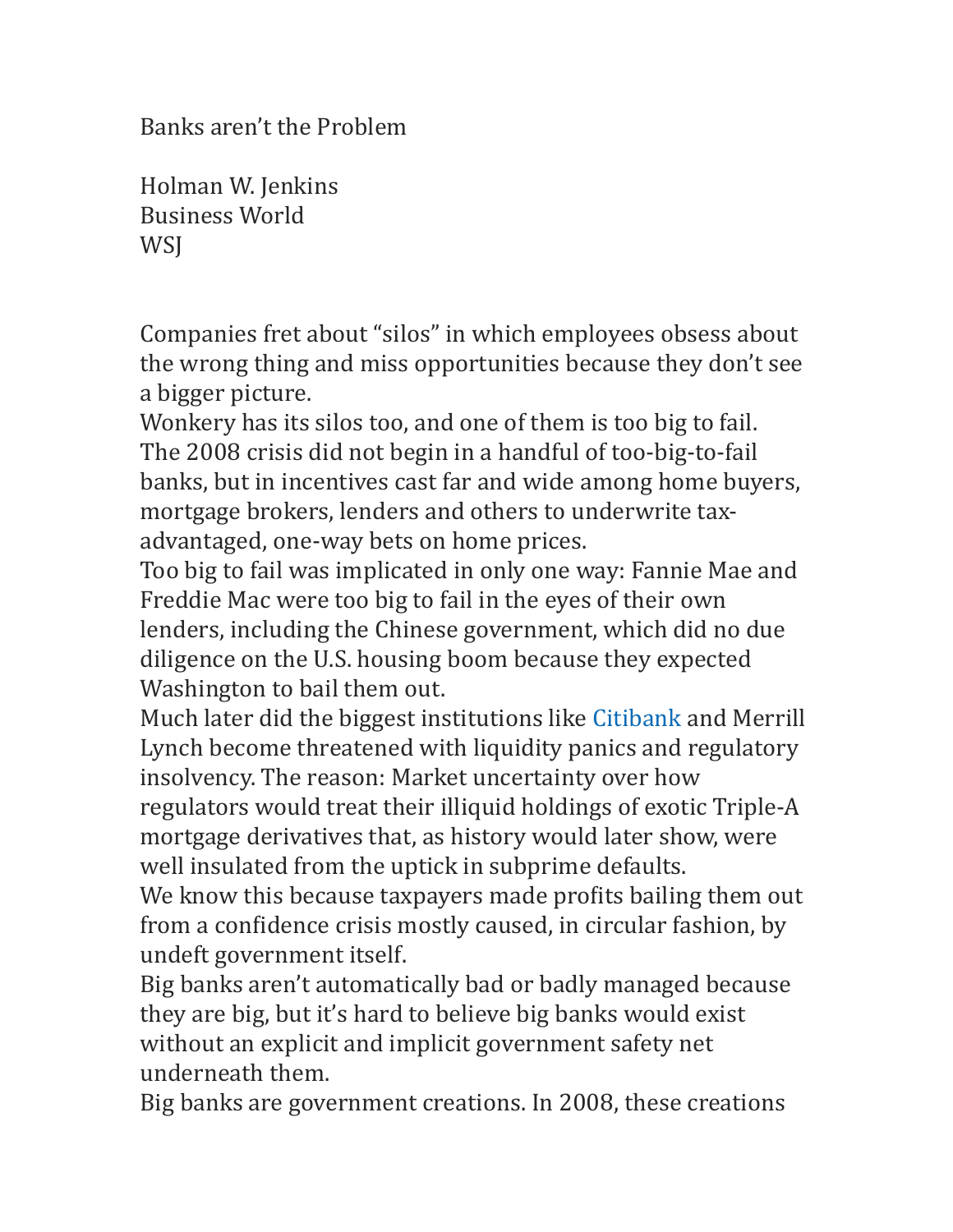# Banks aren't the Problem

Holman W. Jenkins
Business World
WSJ

Companies fret about "silos" in which employees obsess about the wrong thing and miss opportunities because they don't see a bigger picture.

Wonkery has its silos too, and one of them is too big to fail.

The 2008 crisis did not begin in a handful of too-big-to-fail banks, but in incentives cast far and wide among home buyers, mortgage brokers, lenders and others to underwrite tax-advantaged, one-way bets on home prices.

Too big to fail was implicated in only one way: Fannie Mae and Freddie Mac were too big to fail in the eyes of their own lenders, including the Chinese government, which did no due diligence on the U.S. housing boom because they expected Washington to bail them out.

Much later did the biggest institutions like Citibank and Merrill Lynch become threatened with liquidity panics and regulatory insolvency. The reason: Market uncertainty over how regulators would treat their illiquid holdings of exotic Triple-A mortgage derivatives that, as history would later show, were well insulated from the uptick in subprime defaults.

We know this because taxpayers made profits bailing them out from a confidence crisis mostly caused, in circular fashion, by undeft government itself.

Big banks aren't automatically bad or badly managed because they are big, but it's hard to believe big banks would exist without an explicit and implicit government safety net underneath them.

Big banks are government creations. In 2008, these creations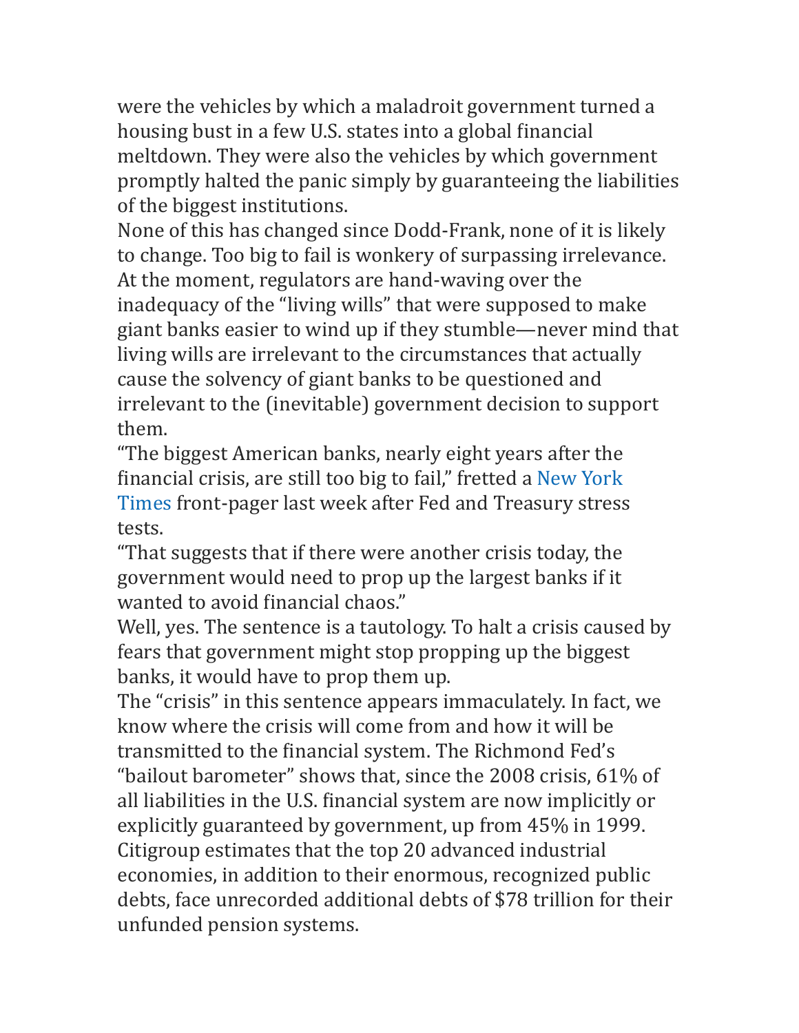were the vehicles by which a maladroit government turned a housing bust in a few U.S. states into a global financial meltdown. They were also the vehicles by which government promptly halted the panic simply by guaranteeing the liabilities of the biggest institutions.

None of this has changed since Dodd-Frank, none of it is likely to change. Too big to fail is wonkery of surpassing irrelevance. At the moment, regulators are hand-waving over the inadequacy of the "living wills" that were supposed to make giant banks easier to wind up if they stumble—never mind that living wills are irrelevant to the circumstances that actually cause the solvency of giant banks to be questioned and irrelevant to the (inevitable) government decision to support them.

"The biggest American banks, nearly eight years after the financial crisis, are still too big to fail," fretted a New York Times front-pager last week after Fed and Treasury stress tests.

"That suggests that if there were another crisis today, the government would need to prop up the largest banks if it wanted to avoid financial chaos."

Well, yes. The sentence is a tautology. To halt a crisis caused by fears that government might stop propping up the biggest banks, it would have to prop them up.

The "crisis" in this sentence appears immaculately. In fact, we know where the crisis will come from and how it will be transmitted to the financial system. The Richmond Fed's "bailout barometer" shows that, since the 2008 crisis, 61% of all liabilities in the U.S. financial system are now implicitly or explicitly guaranteed by government, up from 45% in 1999. Citigroup estimates that the top 20 advanced industrial economies, in addition to their enormous, recognized public debts, face unrecorded additional debts of $78 trillion for their unfunded pension systems.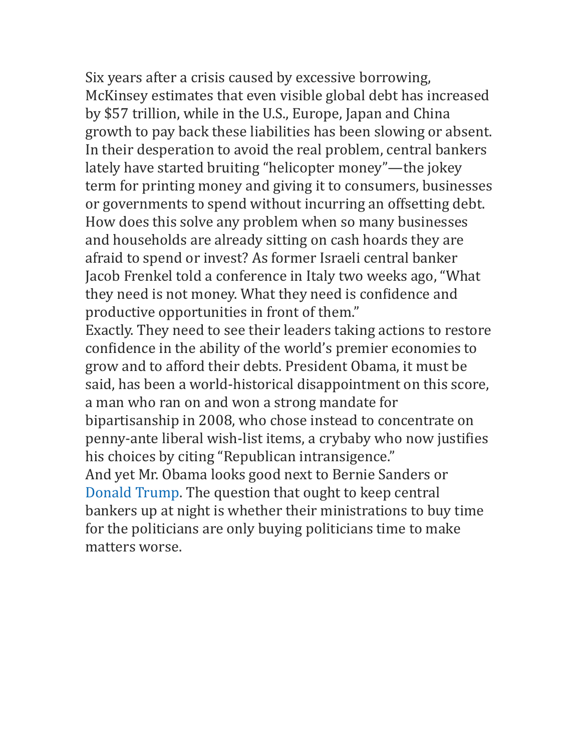Six years after a crisis caused by excessive borrowing, McKinsey estimates that even visible global debt has increased by $57 trillion, while in the U.S., Europe, Japan and China growth to pay back these liabilities has been slowing or absent. In their desperation to avoid the real problem, central bankers lately have started bruiting "helicopter money"—the jokey term for printing money and giving it to consumers, businesses or governments to spend without incurring an offsetting debt. How does this solve any problem when so many businesses and households are already sitting on cash hoards they are afraid to spend or invest? As former Israeli central banker Jacob Frenkel told a conference in Italy two weeks ago, "What they need is not money. What they need is confidence and productive opportunities in front of them."

Exactly. They need to see their leaders taking actions to restore confidence in the ability of the world's premier economies to grow and to afford their debts. President Obama, it must be said, has been a world-historical disappointment on this score, a man who ran on and won a strong mandate for bipartisanship in 2008, who chose instead to concentrate on penny-ante liberal wish-list items, a crybaby who now justifies his choices by citing "Republican intransigence."

And yet Mr. Obama looks good next to Bernie Sanders or Donald Trump. The question that ought to keep central bankers up at night is whether their ministrations to buy time for the politicians are only buying politicians time to make matters worse.